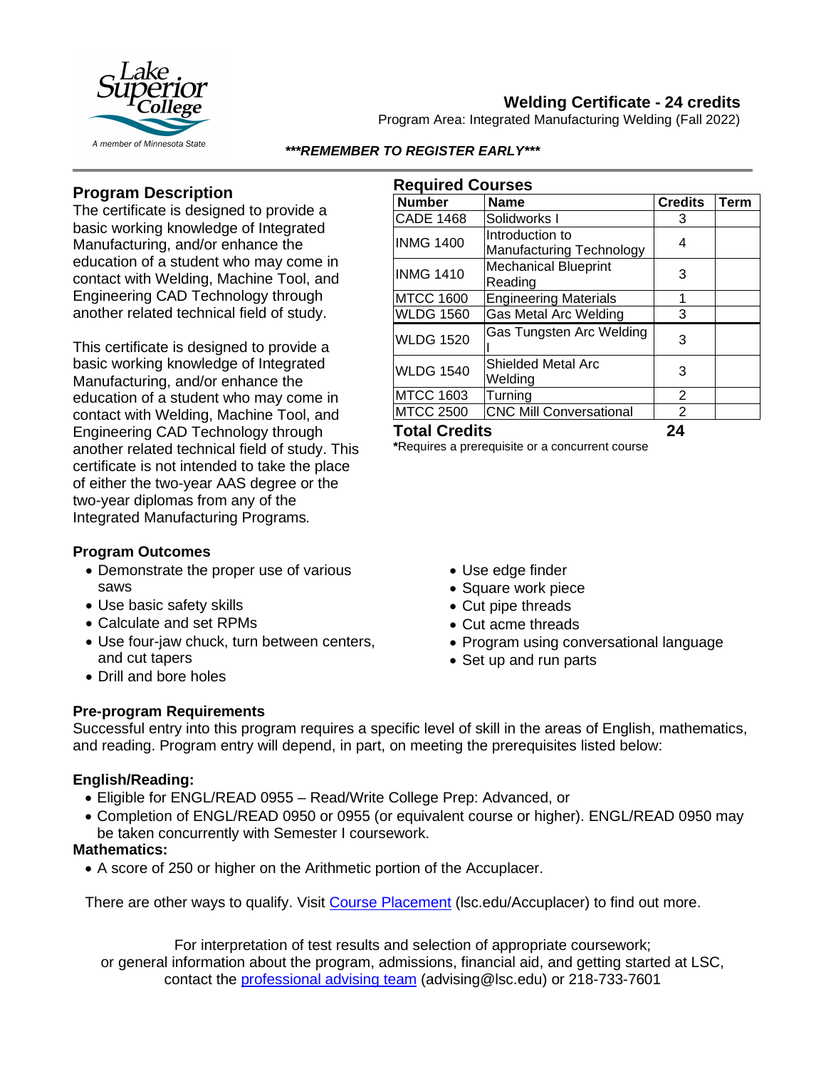# Welding Certificate - 24 credits

Program Area: Integrated Manufacturing Welding (Fall 2022)

***\*\*\*REMEMBER TO REGISTER EARLY\*\*\****

## Program Description

The certificate is designed to provide a basic working knowledge of Integrated Manufacturing, and/or enhance the education of a student who may come in contact with Welding, Machine Tool, and Engineering CAD Technology through another related technical field of study.

This certificate is designed to provide a basic working knowledge of Integrated Manufacturing, and/or enhance the education of a student who may come in contact with Welding, Machine Tool, and Engineering CAD Technology through another related technical field of study. This certificate is not intended to take the place of either the two-year AAS degree or the two-year diplomas from any of the Integrated Manufacturing Programs.

## Required Courses

| Number | Name | Credits | Term |
|---|---|---|---|
| CADE 1468 | Solidworks I | 3 | |
| INMG 1400 | Introduction to Manufacturing Technology | 4 | |
| INMG 1410 | Mechanical Blueprint Reading | 3 | |
| MTCC 1600 | Engineering Materials | 1 | |
| WLDG 1560 | Gas Metal Arc Welding | 3 | |
| WLDG 1520 | Gas Tungsten Arc Welding I | 3 | |
| WLDG 1540 | Shielded Metal Arc Welding | 3 | |
| MTCC 1603 | Turning | 2 | |
| MTCC 2500 | CNC Mill Conversational | 2 | |
| **Total Credits** | | **24** | |

**\***Requires a prerequisite or a concurrent course

### Program Outcomes

- Demonstrate the proper use of various saws
- Use basic safety skills
- Calculate and set RPMs
- Use four-jaw chuck, turn between centers, and cut tapers
- Drill and bore holes
- Use edge finder
- Square work piece
- Cut pipe threads
- Cut acme threads
- Program using conversational language
- Set up and run parts

### Pre-program Requirements

Successful entry into this program requires a specific level of skill in the areas of English, mathematics, and reading. Program entry will depend, in part, on meeting the prerequisites listed below:

### English/Reading:

- Eligible for ENGL/READ 0955 – Read/Write College Prep: Advanced, or
- Completion of ENGL/READ 0950 or 0955 (or equivalent course or higher). ENGL/READ 0950 may be taken concurrently with Semester I coursework.

### Mathematics:

- A score of 250 or higher on the Arithmetic portion of the Accuplacer.

There are other ways to qualify. Visit Course Placement (lsc.edu/Accuplacer) to find out more.

For interpretation of test results and selection of appropriate coursework; or general information about the program, admissions, financial aid, and getting started at LSC, contact the professional advising team (advising@lsc.edu) or 218-733-7601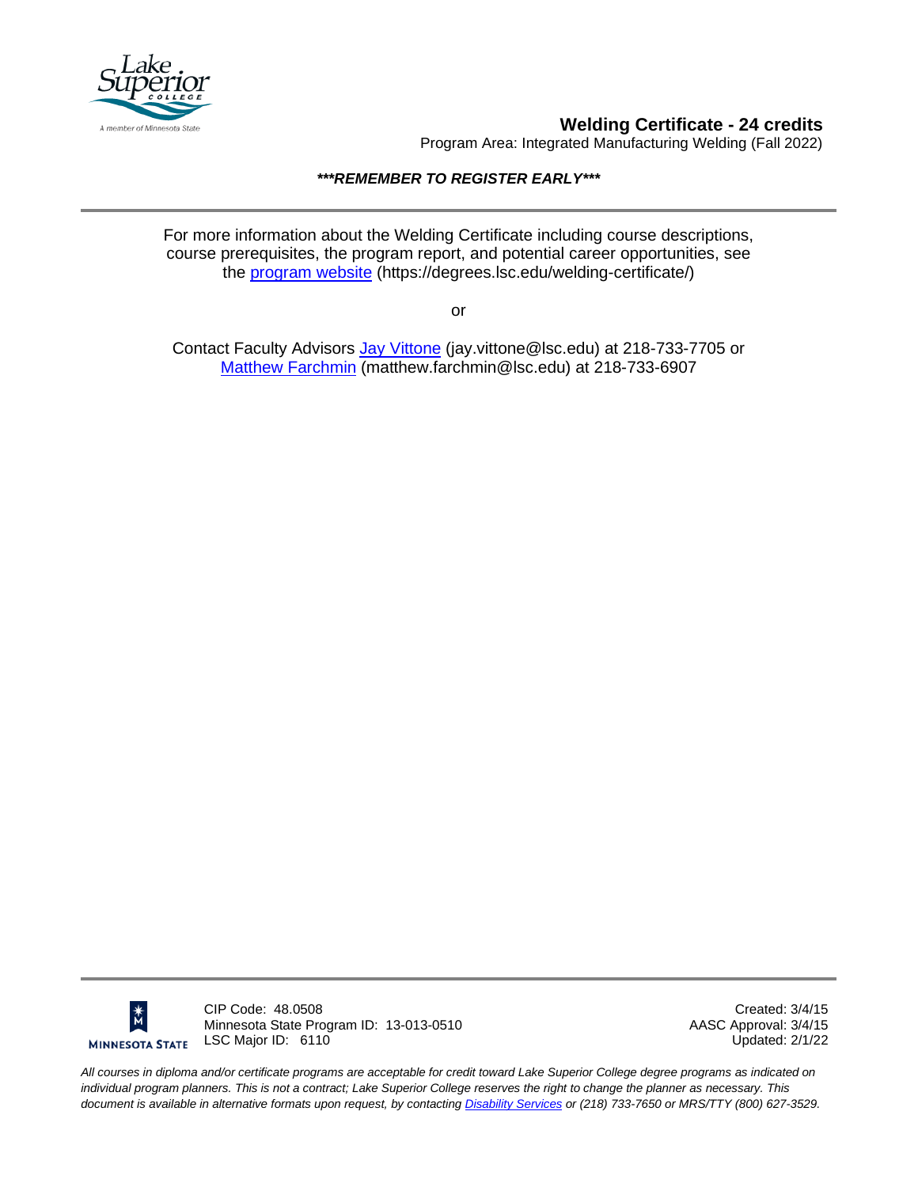**Welding Certificate - 24 credits**

Program Area: Integrated Manufacturing Welding (Fall 2022)

***\*\*\*REMEMBER TO REGISTER EARLY\*\*\****

---

For more information about the Welding Certificate including course descriptions, course prerequisites, the program report, and potential career opportunities, see the [program website](https://degrees.lsc.edu/welding-certificate/) (https://degrees.lsc.edu/welding-certificate/)

or

Contact Faculty Advisors [Jay Vittone](mailto:jay.vittone@lsc.edu) (jay.vittone@lsc.edu) at 218-733-7705 or [Matthew Farchmin](mailto:matthew.farchmin@lsc.edu) (matthew.farchmin@lsc.edu) at 218-733-6907

---

CIP Code: 48.0508
Minnesota State Program ID: 13-013-0510
LSC Major ID: 6110

Created: 3/4/15
AASC Approval: 3/4/15
Updated: 2/1/22

*All courses in diploma and/or certificate programs are acceptable for credit toward Lake Superior College degree programs as indicated on individual program planners. This is not a contract; Lake Superior College reserves the right to change the planner as necessary. This document is available in alternative formats upon request, by contacting [Disability Services](#) or (218) 733-7650 or MRS/TTY (800) 627-3529.*